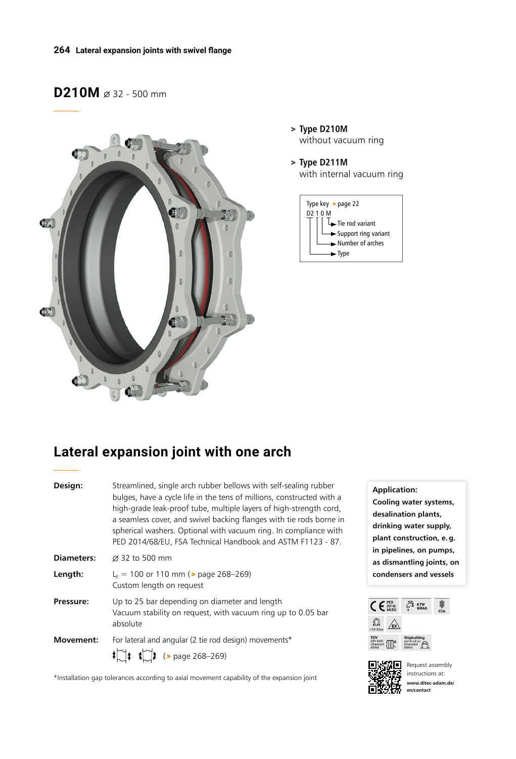# D210M ⌀ 32 - 500 mm

> **Type D210M**
> without vacuum ring

> **Type D211M**
> with internal vacuum ring

Type key > page 22

D2 1 0 M
- Tie rod variant
- Support ring variant
- Number of arches
- Type

## Lateral expansion joint with one arch

**Design:** Streamlined, single arch rubber bellows with self-sealing rubber bulges, have a cycle life in the tens of millions, constructed with a high-grade leak-proof tube, multiple layers of high-strength cord, a seamless cover, and swivel backing flanges with tie rods borne in spherical washers. Optional with vacuum ring. In compliance with PED 2014/68/EU, FSA Technical Handbook and ASTM F1123 - 87.

**Diameters:** ⌀ 32 to 500 mm

**Length:** $L_E$ = 100 or 110 mm (> page 268–269)
Custom length on request

**Pressure:** Up to 25 bar depending on diameter and length
Vacuum stability on request, with vacuum ring up to 0.05 bar absolute

**Movement:** For lateral and angular (2 tie rod design) movements*
(> page 268–269)

*Installation gap tolerances according to axial movement capability of the expansion joint

**Application:**
**Cooling water systems, desalination plants, drinking water supply, plant construction, e. g. in pipelines, on pumps, as dismantling joints, on condensers and vessels**

CE PED 2014/68/EU | KTW WRAS | FDA | $<10^6$ Ohm | EX | TÜV DIN 4809 (Standard sizes) | Shipbuilding certification (Standard sizes)

Request assembly instructions at:
**www.ditec-adam.de/en/contact**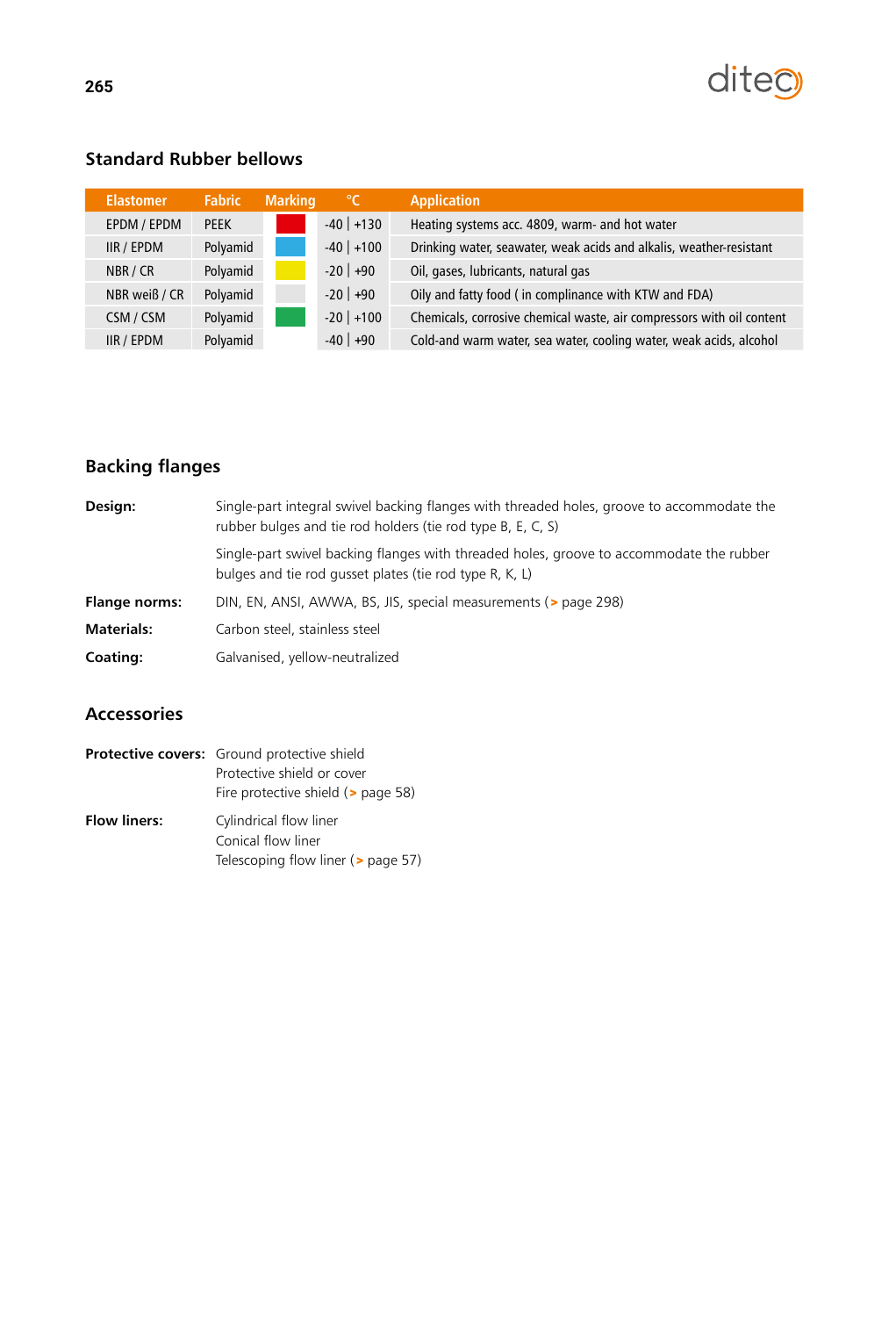## Standard Rubber bellows

| Elastomer | Fabric | Marking | °C | Application |
|---|---|---|---|---|
| EPDM / EPDM | PEEK | | -40 \| +130 | Heating systems acc. 4809, warm- and hot water |
| IIR / EPDM | Polyamid | | -40 \| +100 | Drinking water, seawater, weak acids and alkalis, weather-resistant |
| NBR / CR | Polyamid | | -20 \| +90 | Oil, gases, lubricants, natural gas |
| NBR weiß / CR | Polyamid | | -20 \| +90 | Oily and fatty food ( in complinance with KTW and FDA) |
| CSM / CSM | Polyamid | | -20 \| +100 | Chemicals, corrosive chemical waste, air compressors with oil content |
| IIR / EPDM | Polyamid | | -40 \| +90 | Cold-and warm water, sea water, cooling water, weak acids, alcohol |

## Backing flanges

**Design:** Single-part integral swivel backing flanges with threaded holes, groove to accommodate the rubber bulges and tie rod holders (tie rod type B, E, C, S)

Single-part swivel backing flanges with threaded holes, groove to accommodate the rubber bulges and tie rod gusset plates (tie rod type R, K, L)

**Flange norms:** DIN, EN, ANSI, AWWA, BS, JIS, special measurements (> page 298)

**Materials:** Carbon steel, stainless steel

**Coating:** Galvanised, yellow-neutralized

## Accessories

**Protective covers:** Ground protective shield
Protective shield or cover
Fire protective shield (> page 58)

**Flow liners:** Cylindrical flow liner
Conical flow liner
Telescoping flow liner (> page 57)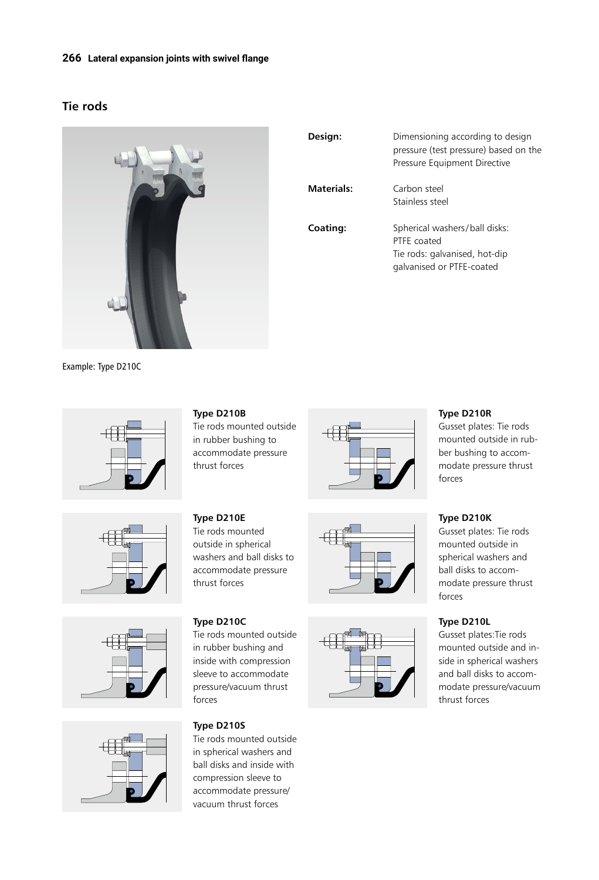## Tie rods

Example: Type D210C

| | |
|---|---|
| **Design:** | Dimensioning according to design pressure (test pressure) based on the Pressure Equipment Directive |
| **Materials:** | Carbon steel<br>Stainless steel |
| **Coating:** | Spherical washers/ball disks: PTFE coated<br>Tie rods: galvanised, hot-dip galvanised or PTFE-coated |

**Type D210B**
Tie rods mounted outside in rubber bushing to accommodate pressure thrust forces

**Type D210E**
Tie rods mounted outside in spherical washers and ball disks to accommodate pressure thrust forces

**Type D210C**
Tie rods mounted outside in rubber bushing and inside with compression sleeve to accommodate pressure/vacuum thrust forces

**Type D210S**
Tie rods mounted outside in spherical washers and ball disks and inside with compression sleeve to accommodate pressure/ vacuum thrust forces

**Type D210R**
Gusset plates: Tie rods mounted outside in rubber bushing to accommodate pressure thrust forces

**Type D210K**
Gusset plates: Tie rods mounted outside in spherical washers and ball disks to accommodate pressure thrust forces

**Type D210L**
Gusset plates:Tie rods mounted outside and inside in spherical washers and ball disks to accommodate pressure/vacuum thrust forces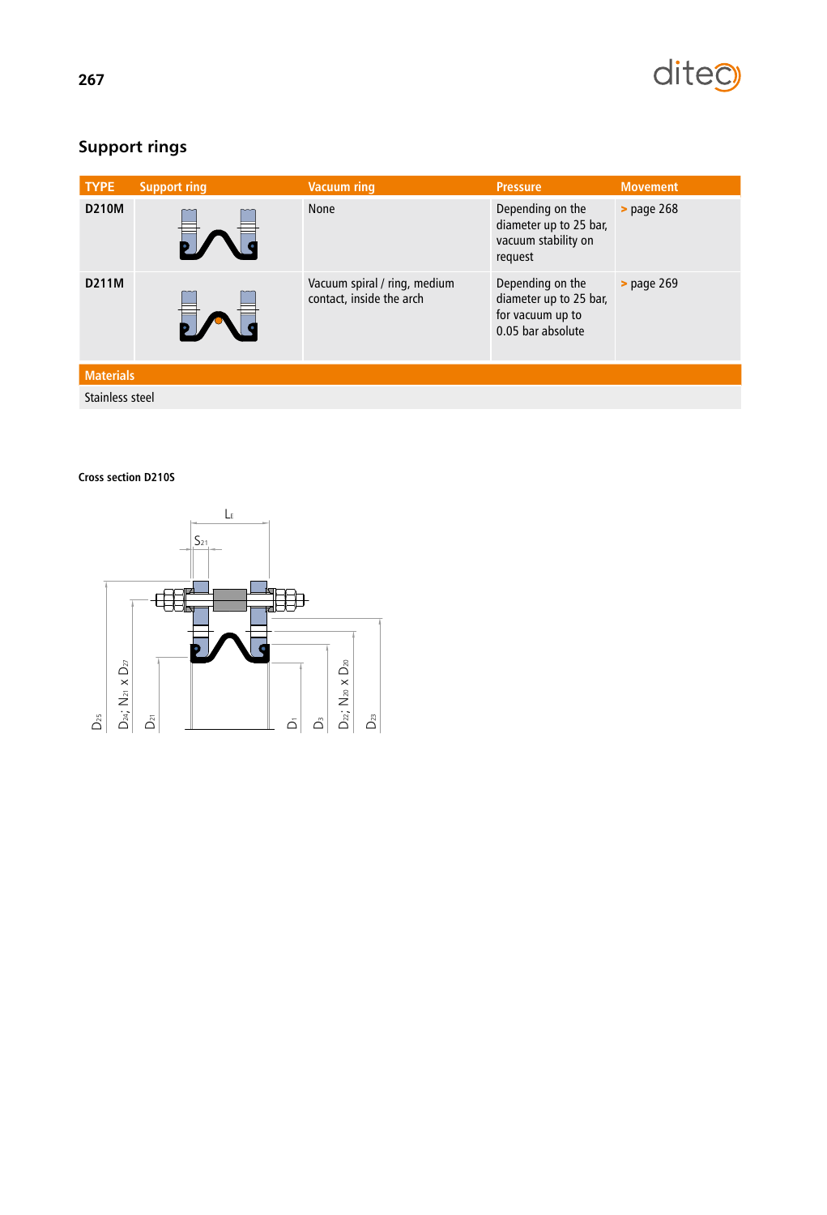## Support rings

| TYPE | Support ring | Vacuum ring | Pressure | Movement |
|---|---|---|---|---|
| **D210M** | | None | Depending on the diameter up to 25 bar, vacuum stability on request | > page 268 |
| **D211M** | | Vacuum spiral / ring, medium contact, inside the arch | Depending on the diameter up to 25 bar, for vacuum up to 0.05 bar absolute | > page 269 |

| Materials |
|---|
| Stainless steel |

**Cross section D210S**

$L_E$

$S_{21}$

$D_{25}$ $D_{24}$; $N_{21}$ x $D_{27}$ $D_{21}$ $D_1$ $D_3$ $D_{22}$; $N_{20}$ x $D_{20}$ $D_{23}$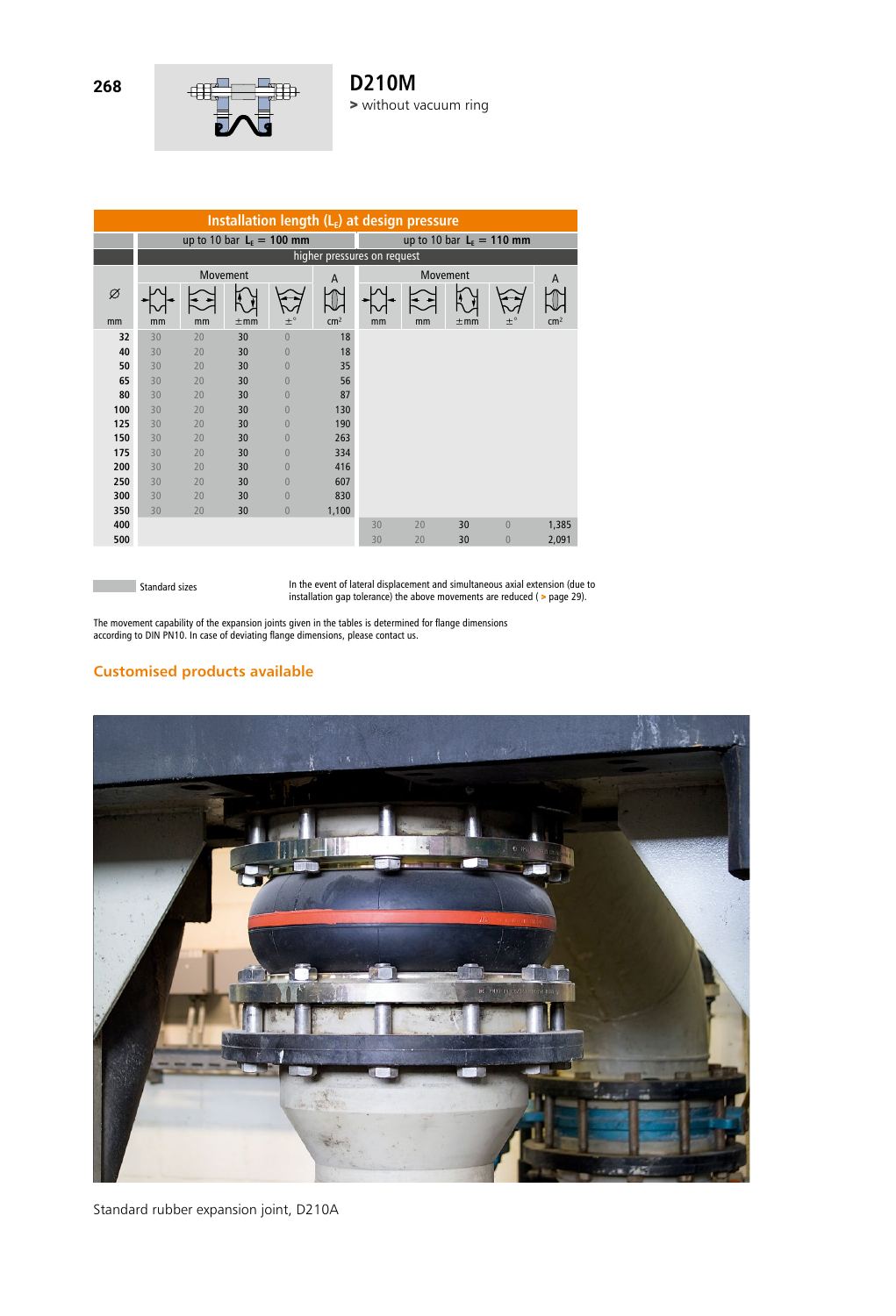# D210M

> without vacuum ring

| Installation length ($L_E$) at design pressure | | | | | | | | | | |
|---|---|---|---|---|---|---|---|---|---|---|
| | up to 10 bar $L_E$ = 100 mm | | | | | up to 10 bar $L_E$ = 110 mm | | | | |
| | higher pressures on request | | | | | | | | | |
| Ø | Movement | | | | A | Movement | | | | A |
| mm | mm | mm | ±mm | ±° | cm² | mm | mm | ±mm | ±° | cm² |
| 32 | 30 | 20 | 30 | 0 | 18 | | | | | |
| 40 | 30 | 20 | 30 | 0 | 18 | | | | | |
| 50 | 30 | 20 | 30 | 0 | 35 | | | | | |
| 65 | 30 | 20 | 30 | 0 | 56 | | | | | |
| 80 | 30 | 20 | 30 | 0 | 87 | | | | | |
| 100 | 30 | 20 | 30 | 0 | 130 | | | | | |
| 125 | 30 | 20 | 30 | 0 | 190 | | | | | |
| 150 | 30 | 20 | 30 | 0 | 263 | | | | | |
| 175 | 30 | 20 | 30 | 0 | 334 | | | | | |
| 200 | 30 | 20 | 30 | 0 | 416 | | | | | |
| 250 | 30 | 20 | 30 | 0 | 607 | | | | | |
| 300 | 30 | 20 | 30 | 0 | 830 | | | | | |
| 350 | 30 | 20 | 30 | 0 | 1,100 | | | | | |
| 400 | | | | | | 30 | 20 | 30 | 0 | 1,385 |
| 500 | | | | | | 30 | 20 | 30 | 0 | 2,091 |

Standard sizes

In the event of lateral displacement and simultaneous axial extension (due to installation gap tolerance) the above movements are reduced ( > page 29).

The movement capability of the expansion joints given in the tables is determined for flange dimensions according to DIN PN10. In case of deviating flange dimensions, please contact us.

## Customised products available

Standard rubber expansion joint, D210A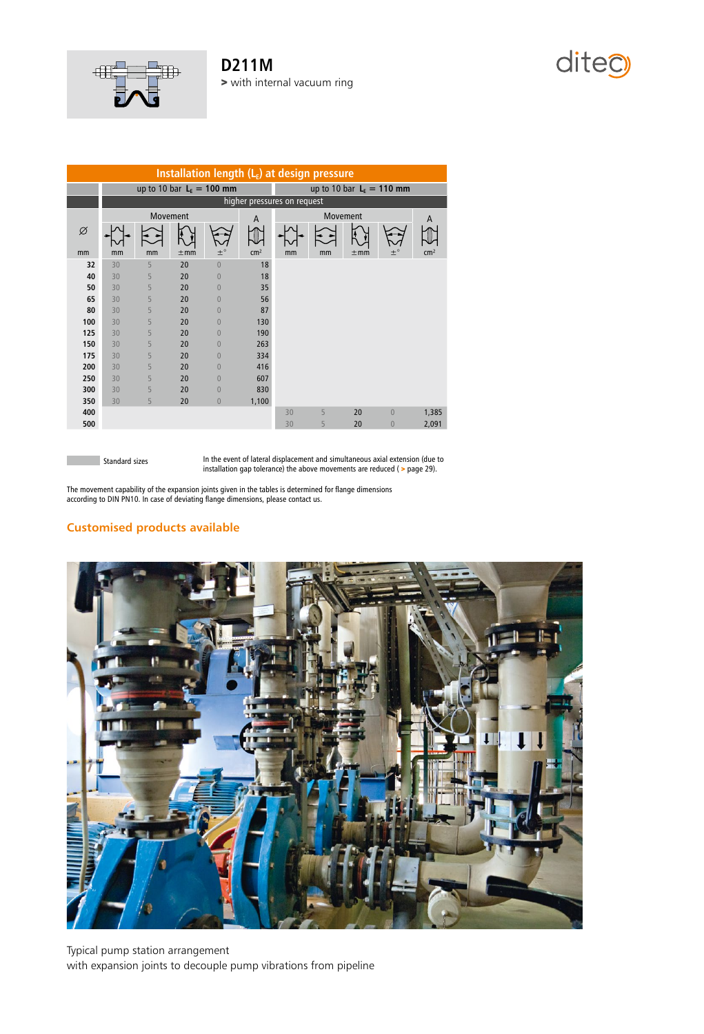# D211M

**>** with internal vacuum ring

## Installation length ($L_E$) at design pressure

| Ø | up to 10 bar $L_E$ = 100 mm | | | | | up to 10 bar $L_E$ = 110 mm | | | | |
|---|---|---|---|---|---|---|---|---|---|---|
| | higher pressures on request | | | | | | | | | |
| | Movement | | | | A | Movement | | | | A |
| mm | mm | mm | ±mm | ±° | cm² | mm | mm | ±mm | ±° | cm² |
| **32** | 30 | 5 | 20 | 0 | 18 | | | | | |
| **40** | 30 | 5 | 20 | 0 | 18 | | | | | |
| **50** | 30 | 5 | 20 | 0 | 35 | | | | | |
| **65** | 30 | 5 | 20 | 0 | 56 | | | | | |
| **80** | 30 | 5 | 20 | 0 | 87 | | | | | |
| **100** | 30 | 5 | 20 | 0 | 130 | | | | | |
| **125** | 30 | 5 | 20 | 0 | 190 | | | | | |
| **150** | 30 | 5 | 20 | 0 | 263 | | | | | |
| **175** | 30 | 5 | 20 | 0 | 334 | | | | | |
| **200** | 30 | 5 | 20 | 0 | 416 | | | | | |
| **250** | 30 | 5 | 20 | 0 | 607 | | | | | |
| **300** | 30 | 5 | 20 | 0 | 830 | | | | | |
| **350** | 30 | 5 | 20 | 0 | 1,100 | | | | | |
| **400** | | | | | | 30 | 5 | 20 | 0 | 1,385 |
| **500** | | | | | | 30 | 5 | 20 | 0 | 2,091 |

Standard sizes

In the event of lateral displacement and simultaneous axial extension (due to installation gap tolerance) the above movements are reduced ( > page 29).

The movement capability of the expansion joints given in the tables is determined for flange dimensions according to DIN PN10. In case of deviating flange dimensions, please contact us.

## Customised products available

Typical pump station arrangement
with expansion joints to decouple pump vibrations from pipeline